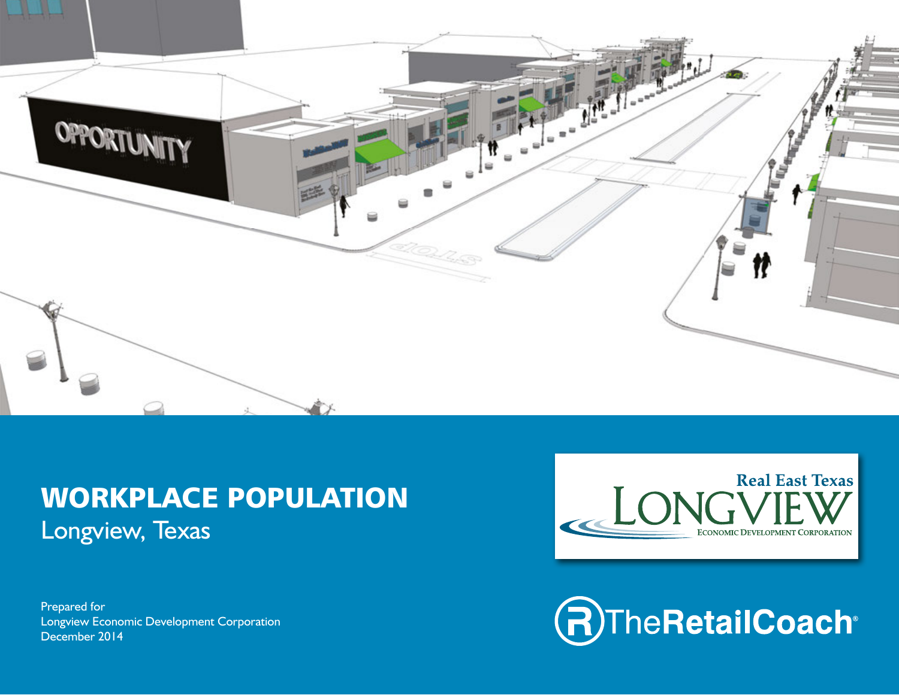# WORKPLACE POPULATION

Longview, Texas

Prepared for
Longview Economic Development Corporation
December 2014

Real East Texas
LONGVIEW
ECONOMIC DEVELOPMENT CORPORATION

TheRetailCoach®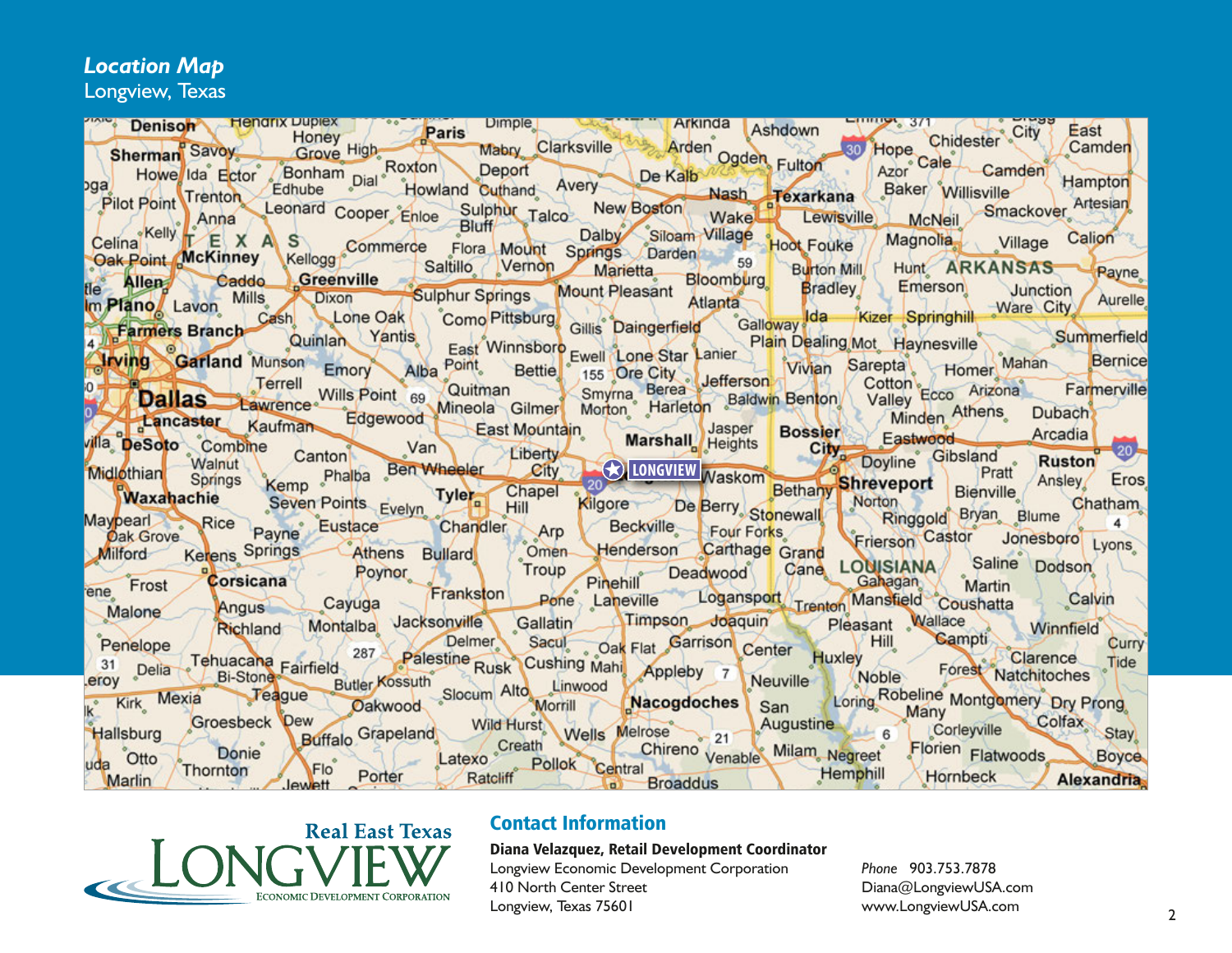## *Location Map*

Longview, Texas

Real East Texas
LONGVIEW
ECONOMIC DEVELOPMENT CORPORATION

## Contact Information

**Diana Velazquez, Retail Development Coordinator**
Longview Economic Development Corporation
410 North Center Street
Longview, Texas 75601

*Phone* 903.753.7878
Diana@LongviewUSA.com
www.LongviewUSA.com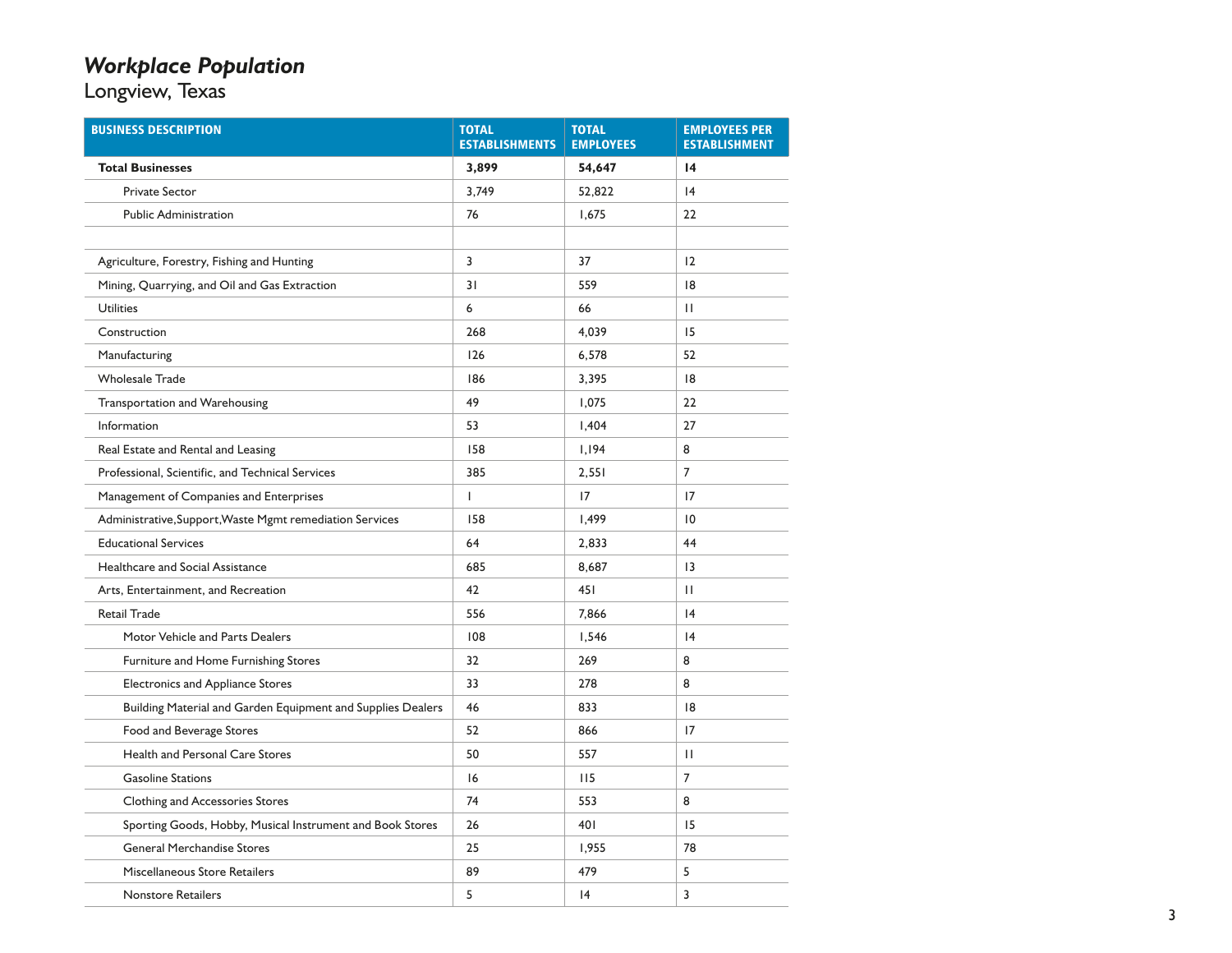# *Workplace Population*

Longview, Texas

| BUSINESS DESCRIPTION | TOTAL ESTABLISHMENTS | TOTAL EMPLOYEES | EMPLOYEES PER ESTABLISHMENT |
|---|---|---|---|
| **Total Businesses** | **3,899** | **54,647** | **14** |
| Private Sector | 3,749 | 52,822 | 14 |
| Public Administration | 76 | 1,675 | 22 |
| | | | |
| Agriculture, Forestry, Fishing and Hunting | 3 | 37 | 12 |
| Mining, Quarrying, and Oil and Gas Extraction | 31 | 559 | 18 |
| Utilities | 6 | 66 | 11 |
| Construction | 268 | 4,039 | 15 |
| Manufacturing | 126 | 6,578 | 52 |
| Wholesale Trade | 186 | 3,395 | 18 |
| Transportation and Warehousing | 49 | 1,075 | 22 |
| Information | 53 | 1,404 | 27 |
| Real Estate and Rental and Leasing | 158 | 1,194 | 8 |
| Professional, Scientific, and Technical Services | 385 | 2,551 | 7 |
| Management of Companies and Enterprises | 1 | 17 | 17 |
| Administrative,Support,Waste Mgmt remediation Services | 158 | 1,499 | 10 |
| Educational Services | 64 | 2,833 | 44 |
| Healthcare and Social Assistance | 685 | 8,687 | 13 |
| Arts, Entertainment, and Recreation | 42 | 451 | 11 |
| Retail Trade | 556 | 7,866 | 14 |
| Motor Vehicle and Parts Dealers | 108 | 1,546 | 14 |
| Furniture and Home Furnishing Stores | 32 | 269 | 8 |
| Electronics and Appliance Stores | 33 | 278 | 8 |
| Building Material and Garden Equipment and Supplies Dealers | 46 | 833 | 18 |
| Food and Beverage Stores | 52 | 866 | 17 |
| Health and Personal Care Stores | 50 | 557 | 11 |
| Gasoline Stations | 16 | 115 | 7 |
| Clothing and Accessories Stores | 74 | 553 | 8 |
| Sporting Goods, Hobby, Musical Instrument and Book Stores | 26 | 401 | 15 |
| General Merchandise Stores | 25 | 1,955 | 78 |
| Miscellaneous Store Retailers | 89 | 479 | 5 |
| Nonstore Retailers | 5 | 14 | 3 |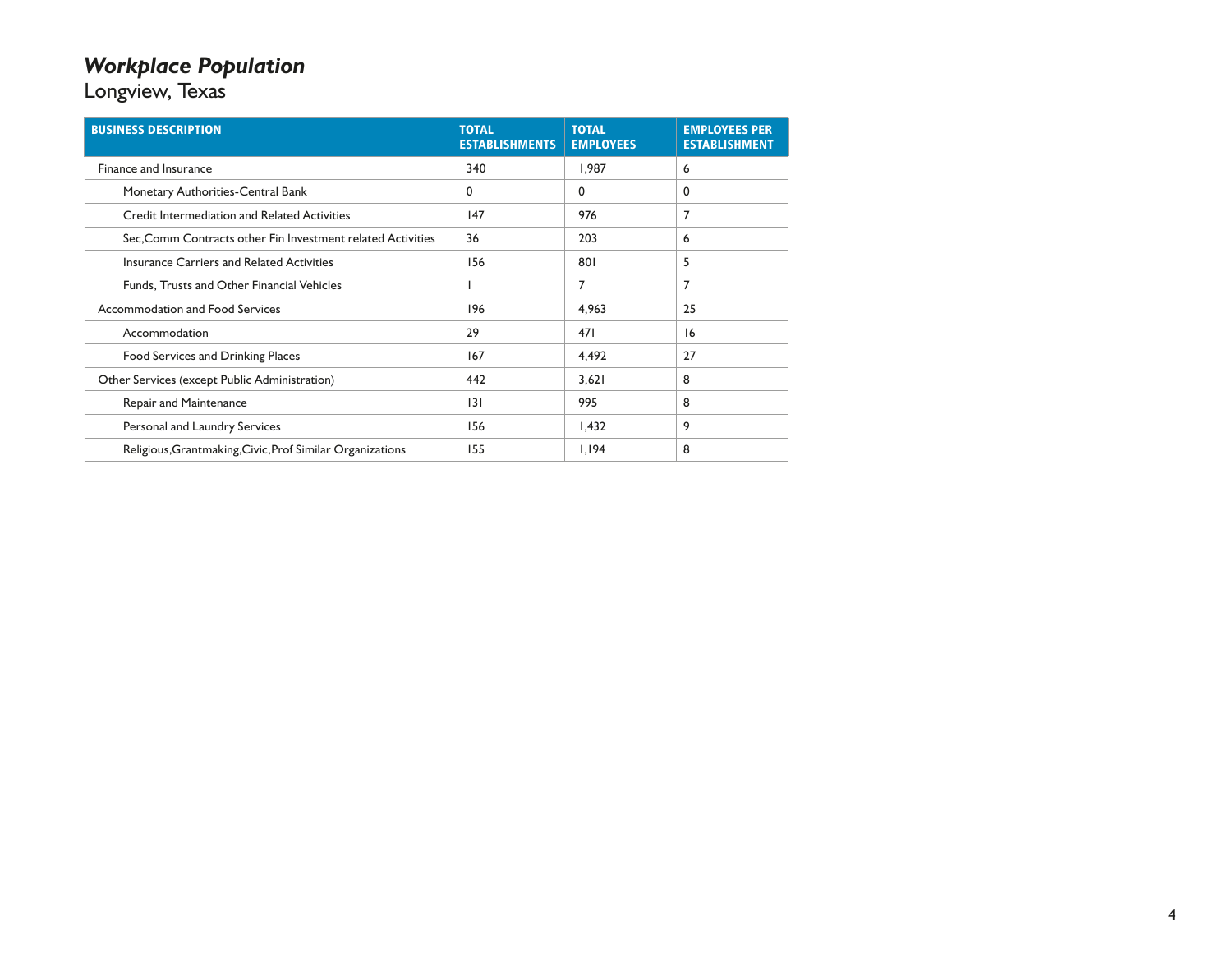## *Workplace Population*

Longview, Texas

| BUSINESS DESCRIPTION | TOTAL ESTABLISHMENTS | TOTAL EMPLOYEES | EMPLOYEES PER ESTABLISHMENT |
|---|---|---|---|
| Finance and Insurance | 340 | 1,987 | 6 |
| Monetary Authorities-Central Bank | 0 | 0 | 0 |
| Credit Intermediation and Related Activities | 147 | 976 | 7 |
| Sec,Comm Contracts other Fin Investment related Activities | 36 | 203 | 6 |
| Insurance Carriers and Related Activities | 156 | 801 | 5 |
| Funds, Trusts and Other Financial Vehicles | 1 | 7 | 7 |
| Accommodation and Food Services | 196 | 4,963 | 25 |
| Accommodation | 29 | 471 | 16 |
| Food Services and Drinking Places | 167 | 4,492 | 27 |
| Other Services (except Public Administration) | 442 | 3,621 | 8 |
| Repair and Maintenance | 131 | 995 | 8 |
| Personal and Laundry Services | 156 | 1,432 | 9 |
| Religious,Grantmaking,Civic,Prof Similar Organizations | 155 | 1,194 | 8 |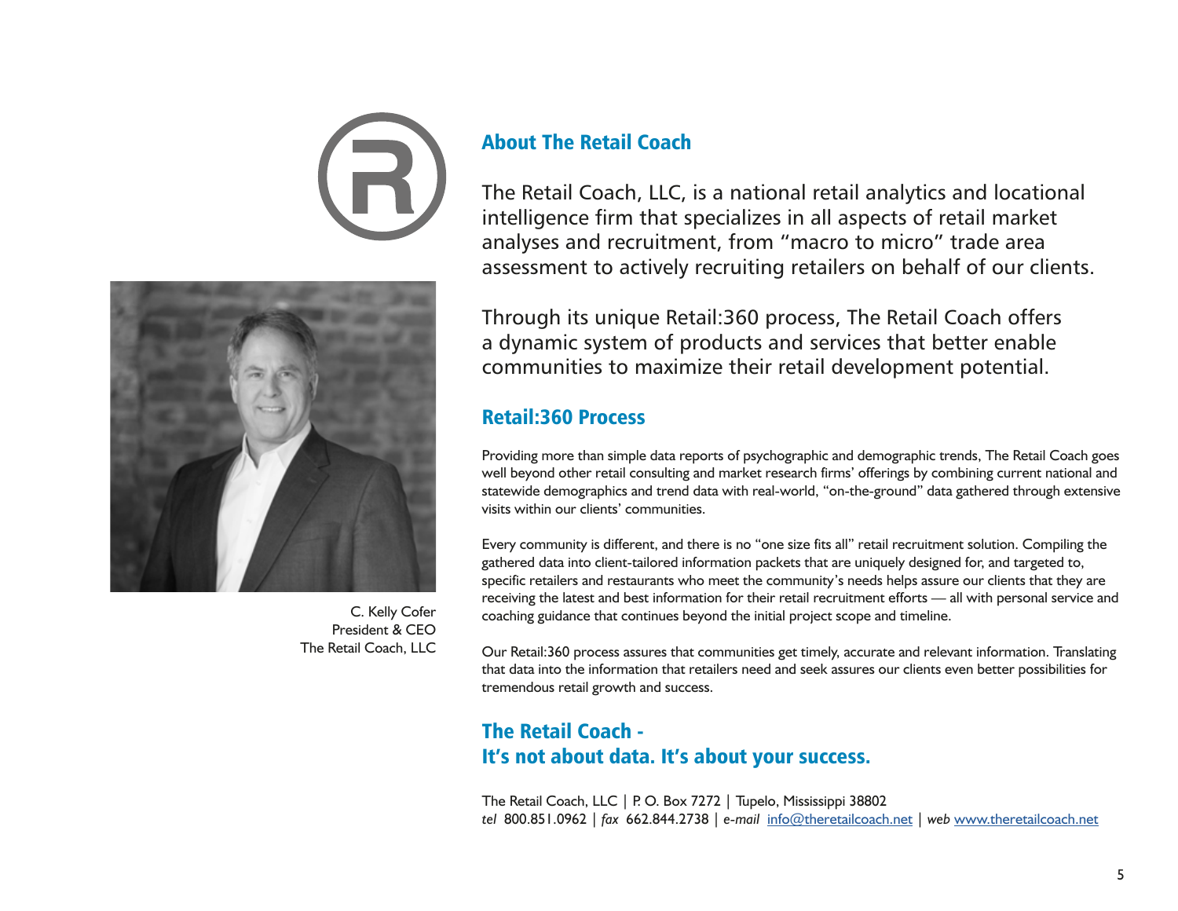C. Kelly Cofer
President & CEO
The Retail Coach, LLC

## About The Retail Coach

The Retail Coach, LLC, is a national retail analytics and locational intelligence firm that specializes in all aspects of retail market analyses and recruitment, from "macro to micro" trade area assessment to actively recruiting retailers on behalf of our clients.

Through its unique Retail:360 process, The Retail Coach offers a dynamic system of products and services that better enable communities to maximize their retail development potential.

## Retail:360 Process

Providing more than simple data reports of psychographic and demographic trends, The Retail Coach goes well beyond other retail consulting and market research firms' offerings by combining current national and statewide demographics and trend data with real-world, "on-the-ground" data gathered through extensive visits within our clients' communities.

Every community is different, and there is no "one size fits all" retail recruitment solution. Compiling the gathered data into client-tailored information packets that are uniquely designed for, and targeted to, specific retailers and restaurants who meet the community's needs helps assure our clients that they are receiving the latest and best information for their retail recruitment efforts — all with personal service and coaching guidance that continues beyond the initial project scope and timeline.

Our Retail:360 process assures that communities get timely, accurate and relevant information. Translating that data into the information that retailers need and seek assures our clients even better possibilities for tremendous retail growth and success.

## The Retail Coach - It's not about data. It's about your success.

The Retail Coach, LLC | P. O. Box 7272 | Tupelo, Mississippi 38802
*tel* 800.851.0962 | *fax* 662.844.2738 | *e-mail* info@theretailcoach.net | *web* www.theretailcoach.net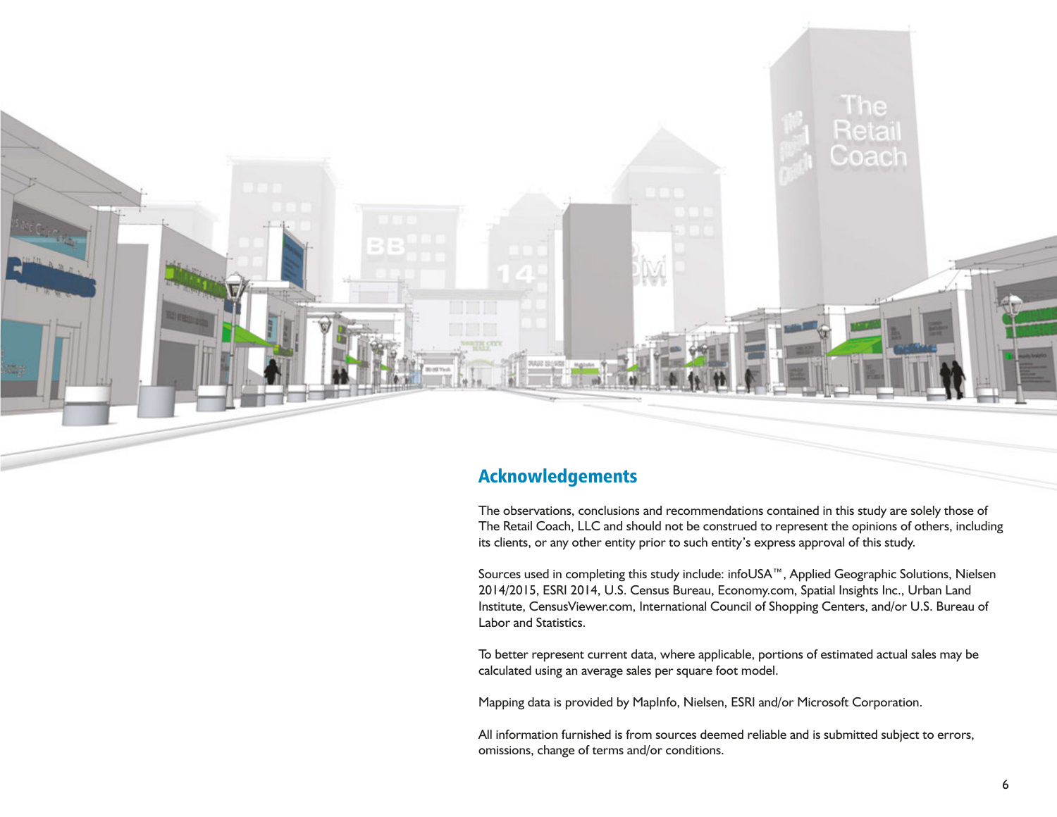## Acknowledgements

The observations, conclusions and recommendations contained in this study are solely those of The Retail Coach, LLC and should not be construed to represent the opinions of others, including its clients, or any other entity prior to such entity's express approval of this study.

Sources used in completing this study include: infoUSA™, Applied Geographic Solutions, Nielsen 2014/2015, ESRI 2014, U.S. Census Bureau, Economy.com, Spatial Insights Inc., Urban Land Institute, CensusViewer.com, International Council of Shopping Centers, and/or U.S. Bureau of Labor and Statistics.

To better represent current data, where applicable, portions of estimated actual sales may be calculated using an average sales per square foot model.

Mapping data is provided by MapInfo, Nielsen, ESRI and/or Microsoft Corporation.

All information furnished is from sources deemed reliable and is submitted subject to errors, omissions, change of terms and/or conditions.